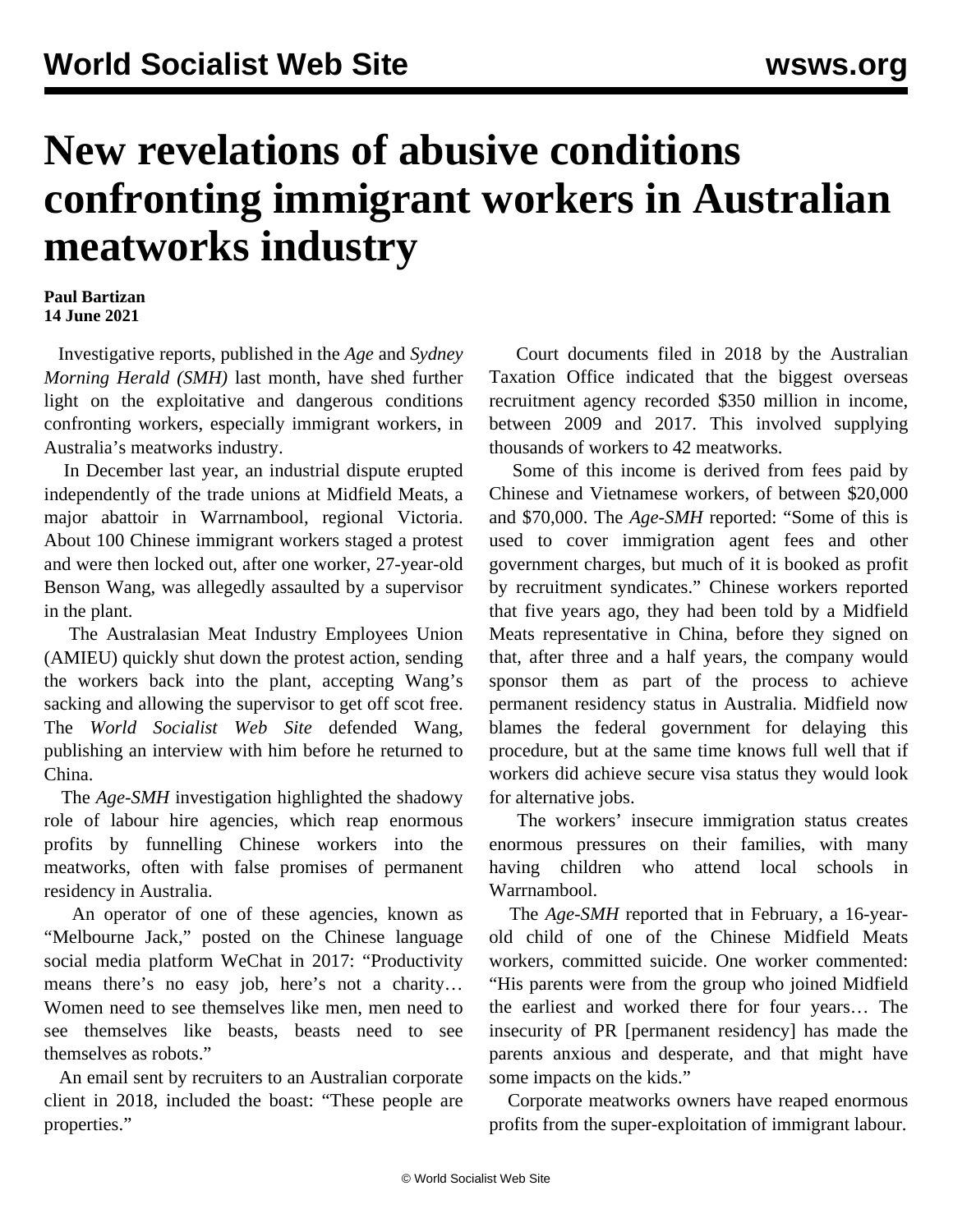# New revelations of abusive conditions confronting immigrant workers in Australian meatworks industry

**Paul Bartizan**
**14 June 2021**

Investigative reports, published in the *Age* and *Sydney Morning Herald (SMH)* last month, have shed further light on the exploitative and dangerous conditions confronting workers, especially immigrant workers, in Australia's meatworks industry.

In December last year, an industrial dispute erupted independently of the trade unions at Midfield Meats, a major abattoir in Warrnambool, regional Victoria. About 100 Chinese immigrant workers staged a protest and were then locked out, after one worker, 27-year-old Benson Wang, was allegedly assaulted by a supervisor in the plant.

The Australasian Meat Industry Employees Union (AMIEU) quickly shut down the protest action, sending the workers back into the plant, accepting Wang's sacking and allowing the supervisor to get off scot free. The *World Socialist Web Site* defended Wang, publishing an interview with him before he returned to China.

The *Age-SMH* investigation highlighted the shadowy role of labour hire agencies, which reap enormous profits by funnelling Chinese workers into the meatworks, often with false promises of permanent residency in Australia.

An operator of one of these agencies, known as "Melbourne Jack," posted on the Chinese language social media platform WeChat in 2017: "Productivity means there's no easy job, here's not a charity… Women need to see themselves like men, men need to see themselves like beasts, beasts need to see themselves as robots."

An email sent by recruiters to an Australian corporate client in 2018, included the boast: "These people are properties."

Court documents filed in 2018 by the Australian Taxation Office indicated that the biggest overseas recruitment agency recorded $350 million in income, between 2009 and 2017. This involved supplying thousands of workers to 42 meatworks.

Some of this income is derived from fees paid by Chinese and Vietnamese workers, of between $20,000 and $70,000. The *Age-SMH* reported: "Some of this is used to cover immigration agent fees and other government charges, but much of it is booked as profit by recruitment syndicates." Chinese workers reported that five years ago, they had been told by a Midfield Meats representative in China, before they signed on that, after three and a half years, the company would sponsor them as part of the process to achieve permanent residency status in Australia. Midfield now blames the federal government for delaying this procedure, but at the same time knows full well that if workers did achieve secure visa status they would look for alternative jobs.

The workers' insecure immigration status creates enormous pressures on their families, with many having children who attend local schools in Warrnambool.

The *Age-SMH* reported that in February, a 16-year-old child of one of the Chinese Midfield Meats workers, committed suicide. One worker commented: "His parents were from the group who joined Midfield the earliest and worked there for four years… The insecurity of PR [permanent residency] has made the parents anxious and desperate, and that might have some impacts on the kids."

Corporate meatworks owners have reaped enormous profits from the super-exploitation of immigrant labour.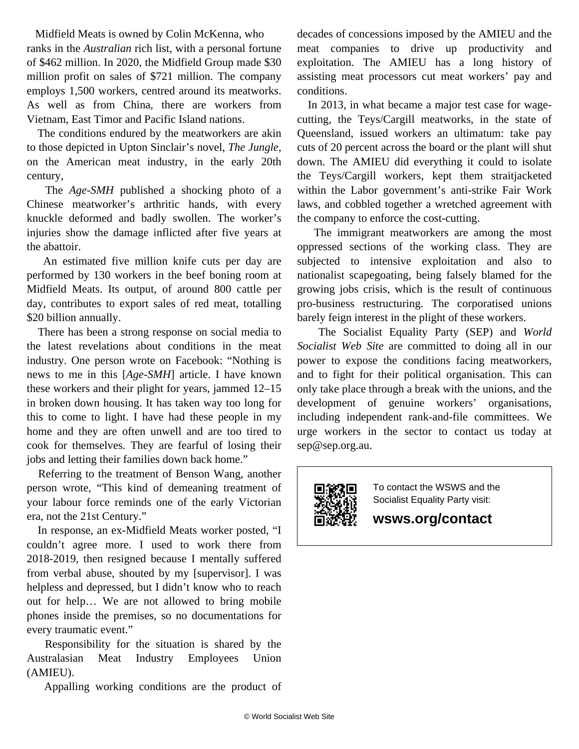Midfield Meats is owned by Colin McKenna, who ranks in the *Australian* rich list, with a personal fortune of $462 million. In 2020, the Midfield Group made $30 million profit on sales of $721 million. The company employs 1,500 workers, centred around its meatworks. As well as from China, there are workers from Vietnam, East Timor and Pacific Island nations.

The conditions endured by the meatworkers are akin to those depicted in Upton Sinclair's novel, *The Jungle*, on the American meat industry, in the early 20th century,

The *Age-SMH* published a shocking photo of a Chinese meatworker's arthritic hands, with every knuckle deformed and badly swollen. The worker's injuries show the damage inflicted after five years at the abattoir.

An estimated five million knife cuts per day are performed by 130 workers in the beef boning room at Midfield Meats. Its output, of around 800 cattle per day, contributes to export sales of red meat, totalling $20 billion annually.

There has been a strong response on social media to the latest revelations about conditions in the meat industry. One person wrote on Facebook: "Nothing is news to me in this [*Age-SMH*] article. I have known these workers and their plight for years, jammed 12–15 in broken down housing. It has taken way too long for this to come to light. I have had these people in my home and they are often unwell and are too tired to cook for themselves. They are fearful of losing their jobs and letting their families down back home."

Referring to the treatment of Benson Wang, another person wrote, "This kind of demeaning treatment of your labour force reminds one of the early Victorian era, not the 21st Century."

In response, an ex-Midfield Meats worker posted, "I couldn't agree more. I used to work there from 2018-2019, then resigned because I mentally suffered from verbal abuse, shouted by my [supervisor]. I was helpless and depressed, but I didn't know who to reach out for help… We are not allowed to bring mobile phones inside the premises, so no documentations for every traumatic event."

Responsibility for the situation is shared by the Australasian Meat Industry Employees Union (AMIEU).

Appalling working conditions are the product of decades of concessions imposed by the AMIEU and the meat companies to drive up productivity and exploitation. The AMIEU has a long history of assisting meat processors cut meat workers' pay and conditions.

In 2013, in what became a major test case for wage-cutting, the Teys/Cargill meatworks, in the state of Queensland, issued workers an ultimatum: take pay cuts of 20 percent across the board or the plant will shut down. The AMIEU did everything it could to isolate the Teys/Cargill workers, kept them straitjacketed within the Labor government's anti-strike Fair Work laws, and cobbled together a wretched agreement with the company to enforce the cost-cutting.

The immigrant meatworkers are among the most oppressed sections of the working class. They are subjected to intensive exploitation and also to nationalist scapegoating, being falsely blamed for the growing jobs crisis, which is the result of continuous pro-business restructuring. The corporatised unions barely feign interest in the plight of these workers.

The Socialist Equality Party (SEP) and *World Socialist Web Site* are committed to doing all in our power to expose the conditions facing meatworkers, and to fight for their political organisation. This can only take place through a break with the unions, and the development of genuine workers' organisations, including independent rank-and-file committees. We urge workers in the sector to contact us today at sep@sep.org.au.

To contact the WSWS and the Socialist Equality Party visit:

**wsws.org/contact**